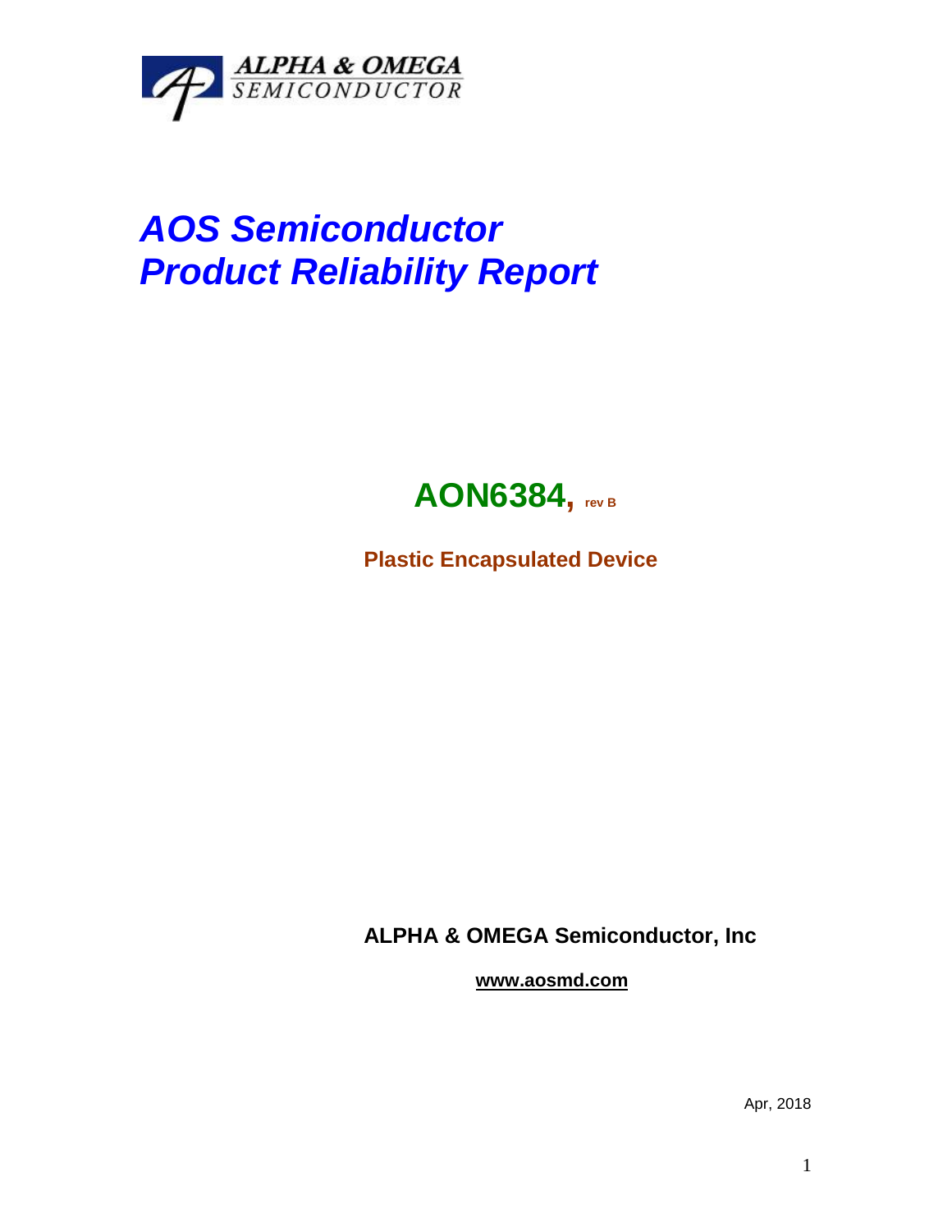ALPHA & OMEGA SEMICONDUCTOR

# *AOS Semiconductor*
# *Product Reliability Report*

## AON6384, rev B

**Plastic Encapsulated Device**

**ALPHA & OMEGA Semiconductor, Inc**

**www.aosmd.com**

Apr, 2018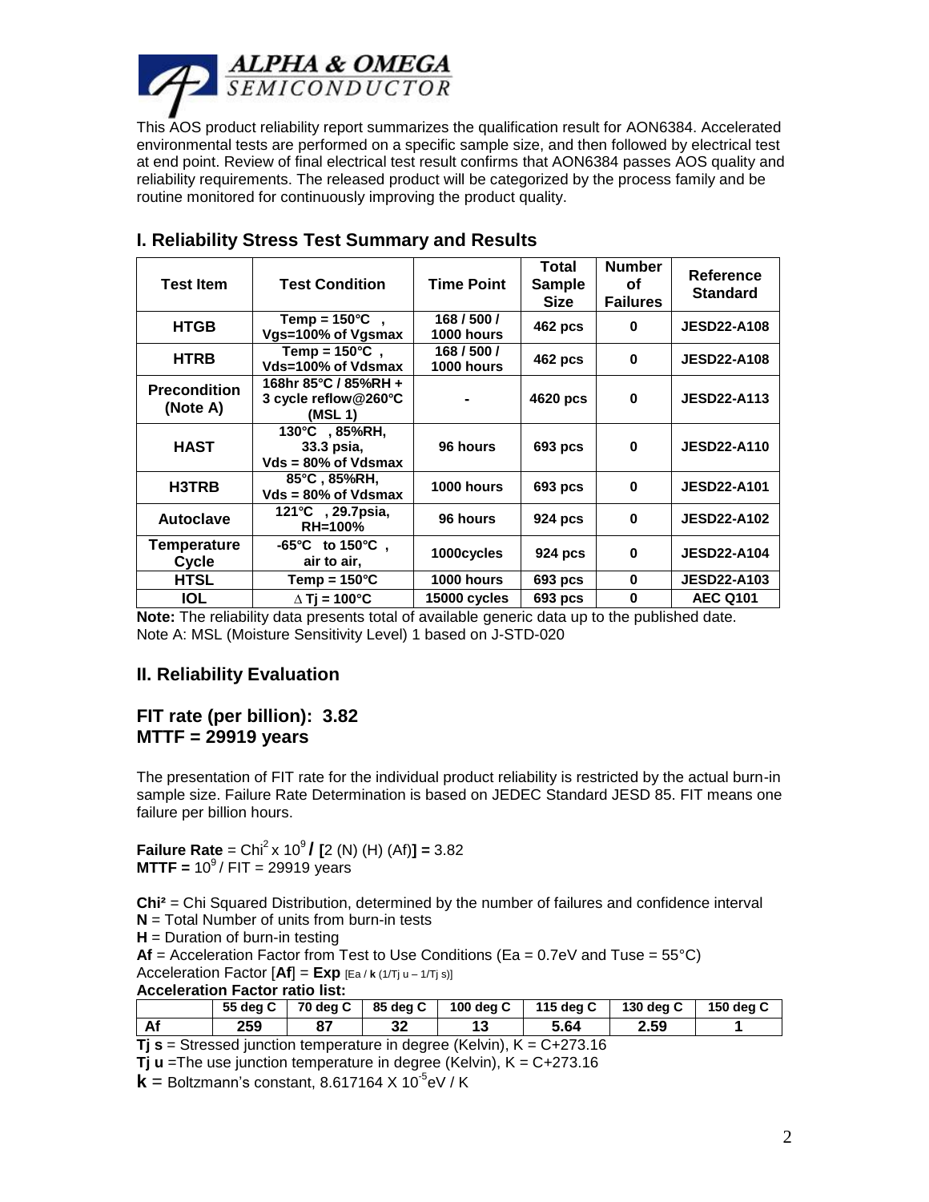ALPHA & OMEGA SEMICONDUCTOR

This AOS product reliability report summarizes the qualification result for AON6384. Accelerated environmental tests are performed on a specific sample size, and then followed by electrical test at end point. Review of final electrical test result confirms that AON6384 passes AOS quality and reliability requirements. The released product will be categorized by the process family and be routine monitored for continuously improving the product quality.

## I. Reliability Stress Test Summary and Results

| Test Item | Test Condition | Time Point | Total Sample Size | Number of Failures | Reference Standard |
|---|---|---|---|---|---|
| HTGB | Temp = 150°C , Vgs=100% of Vgsmax | 168 / 500 / 1000 hours | 462 pcs | 0 | JESD22-A108 |
| HTRB | Temp = 150°C , Vds=100% of Vdsmax | 168 / 500 / 1000 hours | 462 pcs | 0 | JESD22-A108 |
| Precondition (Note A) | 168hr 85°C / 85%RH + 3 cycle reflow@260°C (MSL 1) | - | 4620 pcs | 0 | JESD22-A113 |
| HAST | 130°C , 85%RH, 33.3 psia, Vds = 80% of Vdsmax | 96 hours | 693 pcs | 0 | JESD22-A110 |
| H3TRB | 85°C , 85%RH, Vds = 80% of Vdsmax | 1000 hours | 693 pcs | 0 | JESD22-A101 |
| Autoclave | 121°C , 29.7psia, RH=100% | 96 hours | 924 pcs | 0 | JESD22-A102 |
| Temperature Cycle | -65°C to 150°C , air to air, | 1000cycles | 924 pcs | 0 | JESD22-A104 |
| HTSL | Temp = 150°C | 1000 hours | 693 pcs | 0 | JESD22-A103 |
| IOL | $\Delta$ Tj = 100°C | 15000 cycles | 693 pcs | 0 | AEC Q101 |

**Note:** The reliability data presents total of available generic data up to the published date.
Note A: MSL (Moisture Sensitivity Level) 1 based on J-STD-020

## II. Reliability Evaluation

### FIT rate (per billion): 3.82
### MTTF = 29919 years

The presentation of FIT rate for the individual product reliability is restricted by the actual burn-in sample size. Failure Rate Determination is based on JEDEC Standard JESD 85. FIT means one failure per billion hours.

**Failure Rate** = $Chi^2 \times 10^9$ **/ [**2 (N) (H) (Af)**] =** 3.82
**MTTF =** $10^9$ / FIT = 29919 years

**Chi²** = Chi Squared Distribution, determined by the number of failures and confidence interval
**N** = Total Number of units from burn-in tests
**H** = Duration of burn-in testing
**Af** = Acceleration Factor from Test to Use Conditions (Ea = 0.7eV and Tuse = 55°C)
Acceleration Factor [**Af**] = **Exp** [Ea / **k** (1/Tj u – 1/Tj s)]

**Acceleration Factor ratio list:**

| | 55 deg C | 70 deg C | 85 deg C | 100 deg C | 115 deg C | 130 deg C | 150 deg C |
|---|---|---|---|---|---|---|---|
| Af | 259 | 87 | 32 | 13 | 5.64 | 2.59 | 1 |

**Tj s** = Stressed junction temperature in degree (Kelvin), K = C+273.16
**Tj u** =The use junction temperature in degree (Kelvin), K = C+273.16
**k** = Boltzmann's constant, $8.617164 \times 10^{-5}$ eV / K